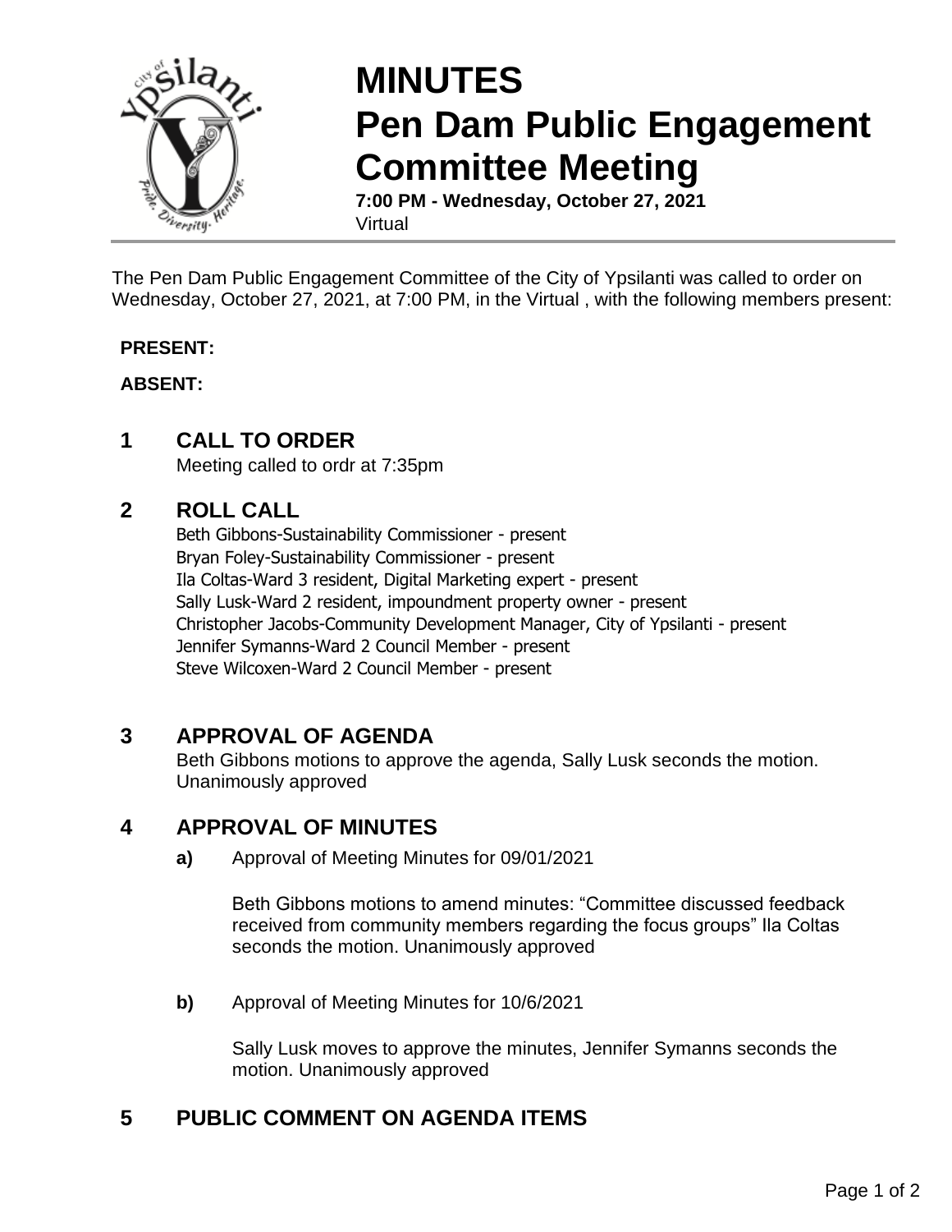# MINUTES
# Pen Dam Public Engagement Committee Meeting

**7:00 PM - Wednesday, October 27, 2021**
Virtual

The Pen Dam Public Engagement Committee of the City of Ypsilanti was called to order on Wednesday, October 27, 2021, at 7:00 PM, in the Virtual , with the following members present:

**PRESENT:**

**ABSENT:**

## 1 CALL TO ORDER

Meeting called to ordr at 7:35pm

## 2 ROLL CALL

Beth Gibbons-Sustainability Commissioner - present
Bryan Foley-Sustainability Commissioner - present
Ila Coltas-Ward 3 resident, Digital Marketing expert - present
Sally Lusk-Ward 2 resident, impoundment property owner - present
Christopher Jacobs-Community Development Manager, City of Ypsilanti - present
Jennifer Symanns-Ward 2 Council Member - present
Steve Wilcoxen-Ward 2 Council Member - present

## 3 APPROVAL OF AGENDA

Beth Gibbons motions to approve the agenda, Sally Lusk seconds the motion. Unanimously approved

## 4 APPROVAL OF MINUTES

**a)** Approval of Meeting Minutes for 09/01/2021

Beth Gibbons motions to amend minutes: "Committee discussed feedback received from community members regarding the focus groups" Ila Coltas seconds the motion. Unanimously approved

**b)** Approval of Meeting Minutes for 10/6/2021

Sally Lusk moves to approve the minutes, Jennifer Symanns seconds the motion. Unanimously approved

## 5 PUBLIC COMMENT ON AGENDA ITEMS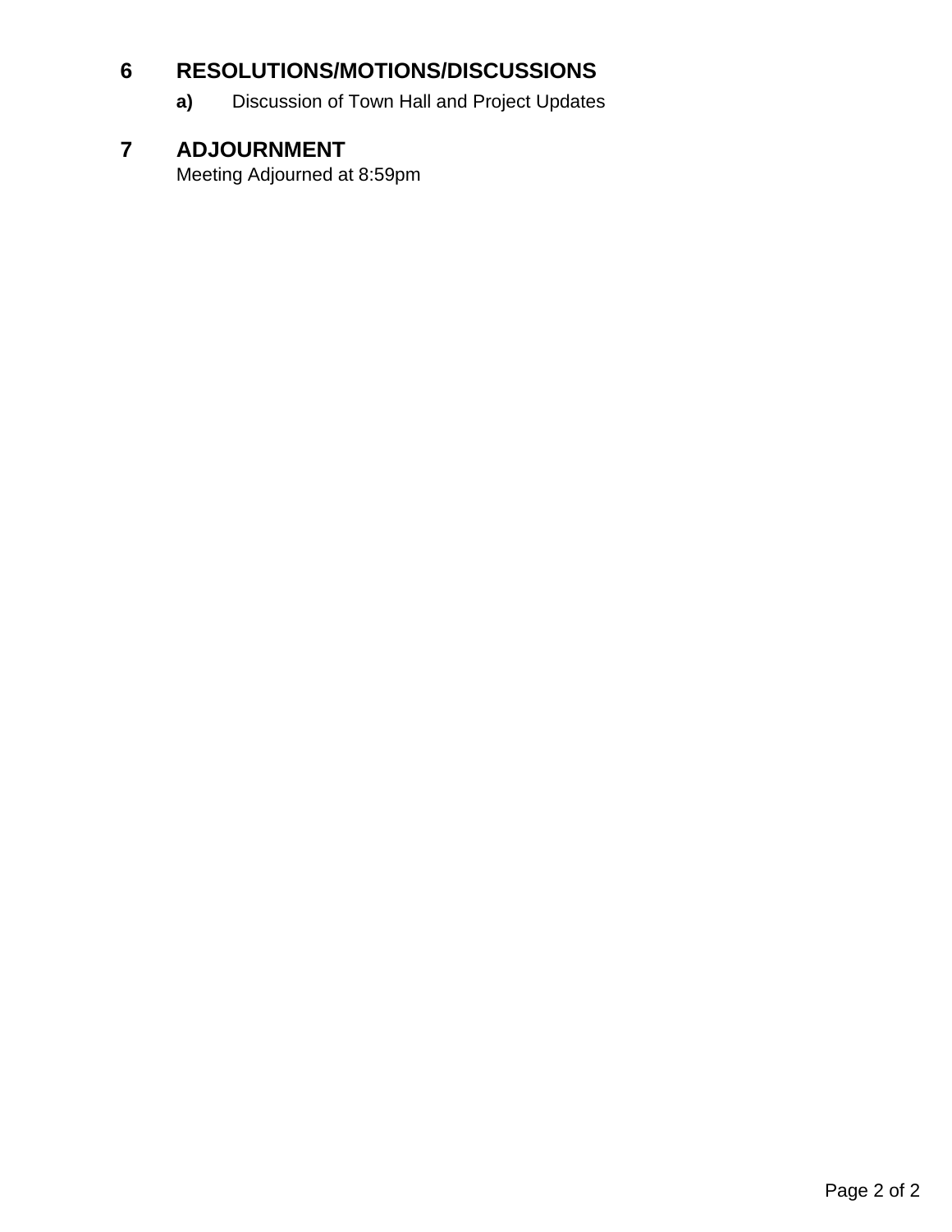## 6 RESOLUTIONS/MOTIONS/DISCUSSIONS

**a)** Discussion of Town Hall and Project Updates

## 7 ADJOURNMENT

Meeting Adjourned at 8:59pm